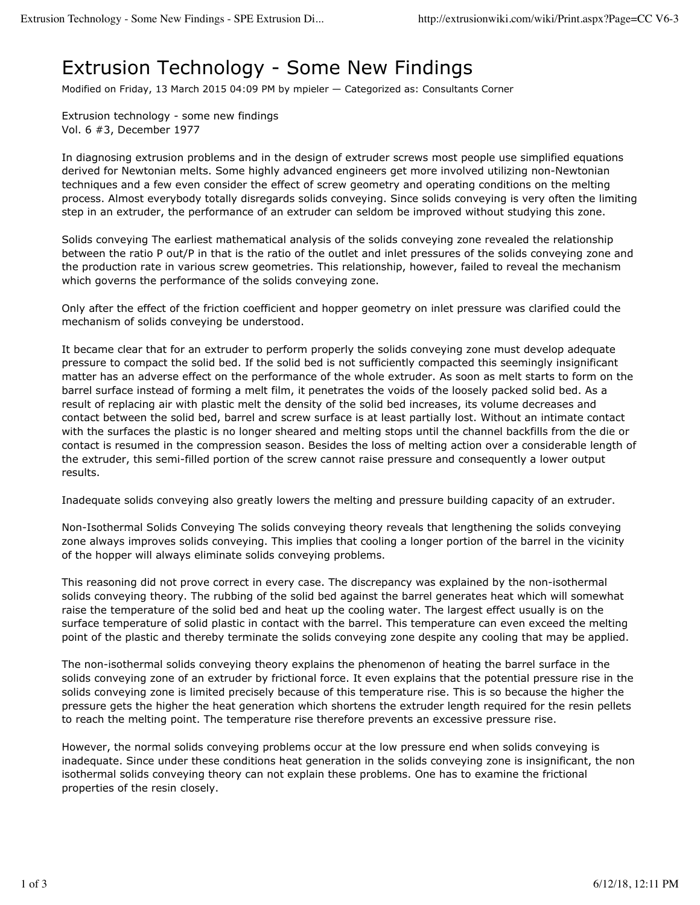# Extrusion Technology - Some New Findings

Modified on Friday, 13 March 2015 04:09 PM by mpieler — Categorized as: Consultants Corner

Extrusion technology - some new findings
Vol. 6 #3, December 1977

In diagnosing extrusion problems and in the design of extruder screws most people use simplified equations derived for Newtonian melts. Some highly advanced engineers get more involved utilizing non-Newtonian techniques and a few even consider the effect of screw geometry and operating conditions on the melting process. Almost everybody totally disregards solids conveying. Since solids conveying is very often the limiting step in an extruder, the performance of an extruder can seldom be improved without studying this zone.

Solids conveying The earliest mathematical analysis of the solids conveying zone revealed the relationship between the ratio P out/P in that is the ratio of the outlet and inlet pressures of the solids conveying zone and the production rate in various screw geometries. This relationship, however, failed to reveal the mechanism which governs the performance of the solids conveying zone.

Only after the effect of the friction coefficient and hopper geometry on inlet pressure was clarified could the mechanism of solids conveying be understood.

It became clear that for an extruder to perform properly the solids conveying zone must develop adequate pressure to compact the solid bed. If the solid bed is not sufficiently compacted this seemingly insignificant matter has an adverse effect on the performance of the whole extruder. As soon as melt starts to form on the barrel surface instead of forming a melt film, it penetrates the voids of the loosely packed solid bed. As a result of replacing air with plastic melt the density of the solid bed increases, its volume decreases and contact between the solid bed, barrel and screw surface is at least partially lost. Without an intimate contact with the surfaces the plastic is no longer sheared and melting stops until the channel backfills from the die or contact is resumed in the compression season. Besides the loss of melting action over a considerable length of the extruder, this semi-filled portion of the screw cannot raise pressure and consequently a lower output results.

Inadequate solids conveying also greatly lowers the melting and pressure building capacity of an extruder.

Non-Isothermal Solids Conveying The solids conveying theory reveals that lengthening the solids conveying zone always improves solids conveying. This implies that cooling a longer portion of the barrel in the vicinity of the hopper will always eliminate solids conveying problems.

This reasoning did not prove correct in every case. The discrepancy was explained by the non-isothermal solids conveying theory. The rubbing of the solid bed against the barrel generates heat which will somewhat raise the temperature of the solid bed and heat up the cooling water. The largest effect usually is on the surface temperature of solid plastic in contact with the barrel. This temperature can even exceed the melting point of the plastic and thereby terminate the solids conveying zone despite any cooling that may be applied.

The non-isothermal solids conveying theory explains the phenomenon of heating the barrel surface in the solids conveying zone of an extruder by frictional force. It even explains that the potential pressure rise in the solids conveying zone is limited precisely because of this temperature rise. This is so because the higher the pressure gets the higher the heat generation which shortens the extruder length required for the resin pellets to reach the melting point. The temperature rise therefore prevents an excessive pressure rise.

However, the normal solids conveying problems occur at the low pressure end when solids conveying is inadequate. Since under these conditions heat generation in the solids conveying zone is insignificant, the non isothermal solids conveying theory can not explain these problems. One has to examine the frictional properties of the resin closely.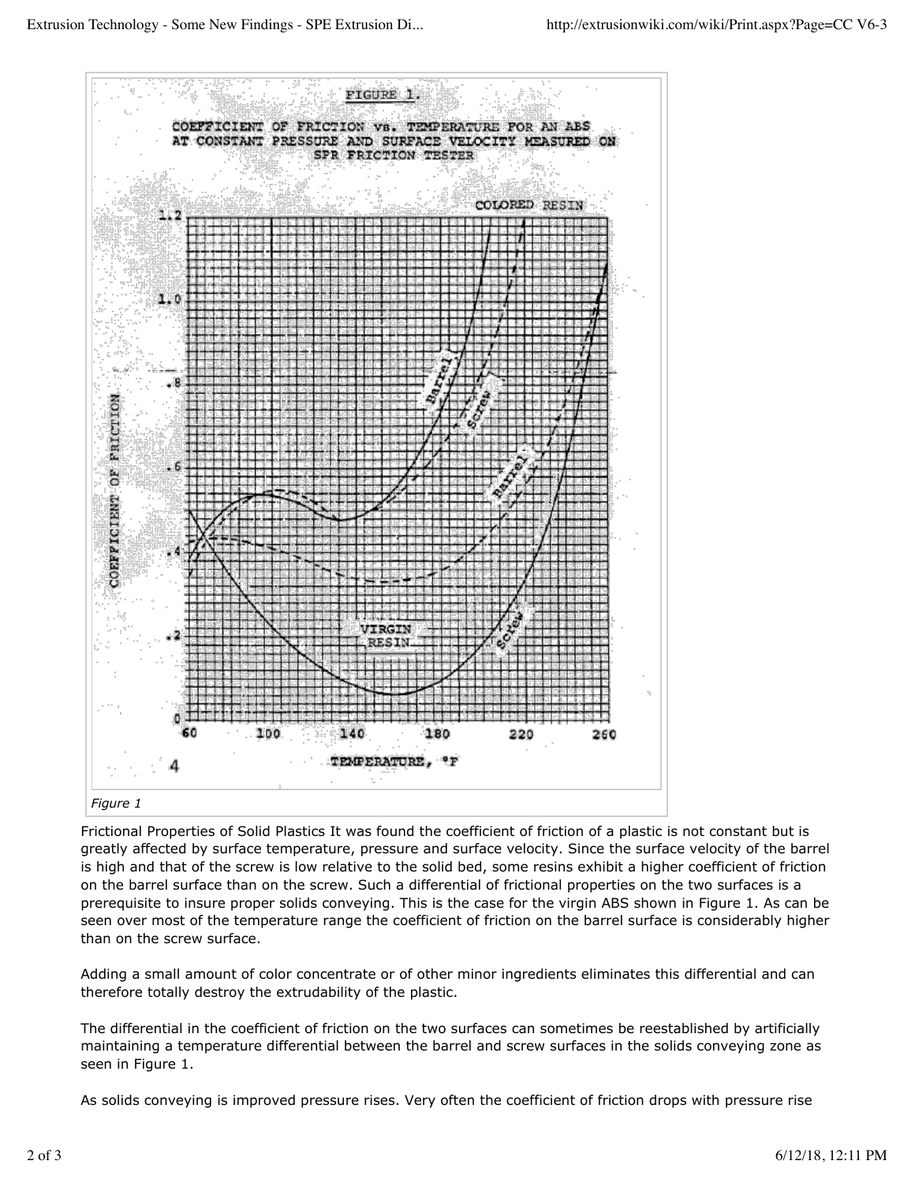FIGURE 1.

COEFFICIENT OF FRICTION vs. TEMPERATURE FOR AN ABS AT CONSTANT PRESSURE AND SURFACE VELOCITY MEASURED ON SPR FRICTION TESTER

*Figure 1*

Frictional Properties of Solid Plastics It was found the coefficient of friction of a plastic is not constant but is greatly affected by surface temperature, pressure and surface velocity. Since the surface velocity of the barrel is high and that of the screw is low relative to the solid bed, some resins exhibit a higher coefficient of friction on the barrel surface than on the screw. Such a differential of frictional properties on the two surfaces is a prerequisite to insure proper solids conveying. This is the case for the virgin ABS shown in Figure 1. As can be seen over most of the temperature range the coefficient of friction on the barrel surface is considerably higher than on the screw surface.

Adding a small amount of color concentrate or of other minor ingredients eliminates this differential and can therefore totally destroy the extrudability of the plastic.

The differential in the coefficient of friction on the two surfaces can sometimes be reestablished by artificially maintaining a temperature differential between the barrel and screw surfaces in the solids conveying zone as seen in Figure 1.

As solids conveying is improved pressure rises. Very often the coefficient of friction drops with pressure rise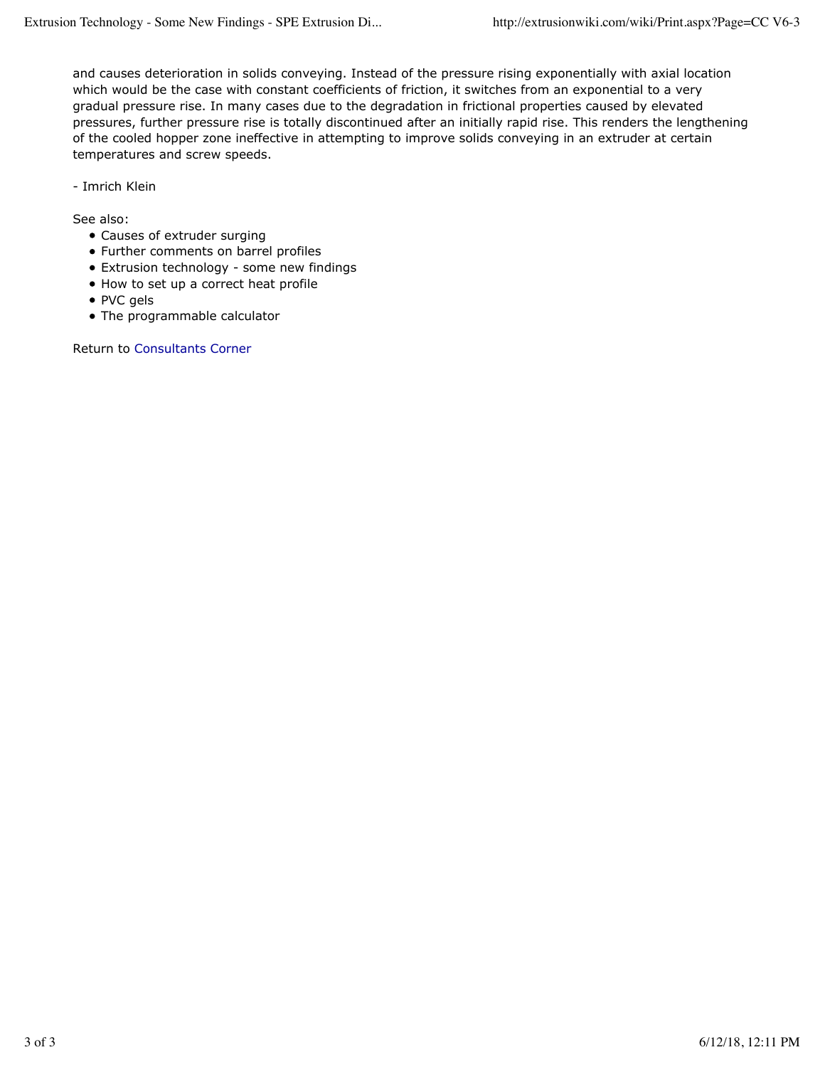and causes deterioration in solids conveying. Instead of the pressure rising exponentially with axial location which would be the case with constant coefficients of friction, it switches from an exponential to a very gradual pressure rise. In many cases due to the degradation in frictional properties caused by elevated pressures, further pressure rise is totally discontinued after an initially rapid rise. This renders the lengthening of the cooled hopper zone ineffective in attempting to improve solids conveying in an extruder at certain temperatures and screw speeds.

- Imrich Klein

See also:

- Causes of extruder surging
- Further comments on barrel profiles
- Extrusion technology - some new findings
- How to set up a correct heat profile
- PVC gels
- The programmable calculator

Return to Consultants Corner